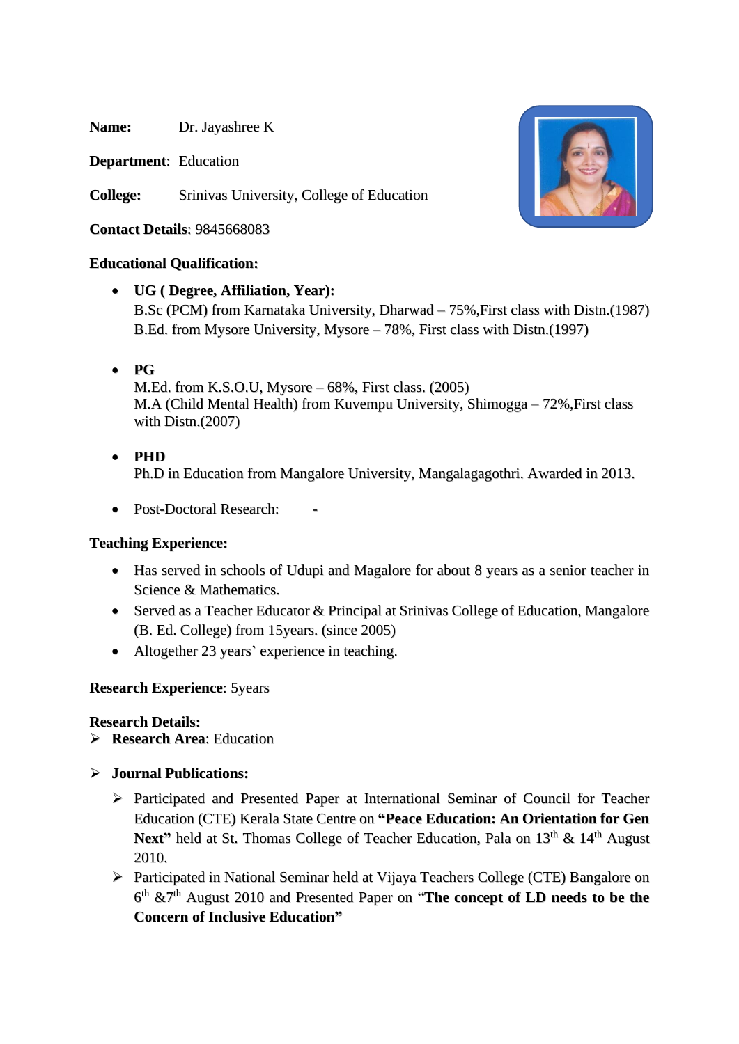**Name:** Dr. Jayashree K

**Department**: Education

**College:** Srinivas University, College of Education

**Contact Details**: 9845668083

**Educational Qualification:**

- **UG ( Degree, Affiliation, Year):**
  B.Sc (PCM) from Karnataka University, Dharwad – 75%,First class with Distn.(1987)
  B.Ed. from Mysore University, Mysore – 78%, First class with Distn.(1997)

- **PG**
  M.Ed. from K.S.O.U, Mysore – 68%, First class. (2005)
  M.A (Child Mental Health) from Kuvempu University, Shimogga – 72%,First class with Distn.(2007)

- **PHD**
  Ph.D in Education from Mangalore University, Mangalagagothri. Awarded in 2013.

- Post-Doctoral Research: -

**Teaching Experience:**

- Has served in schools of Udupi and Magalore for about 8 years as a senior teacher in Science & Mathematics.
- Served as a Teacher Educator & Principal at Srinivas College of Education, Mangalore (B. Ed. College) from 15years. (since 2005)
- Altogether 23 years' experience in teaching.

**Research Experience**: 5years

**Research Details:**

- **Research Area**: Education

- **Journal Publications:**
  - Participated and Presented Paper at International Seminar of Council for Teacher Education (CTE) Kerala State Centre on **"Peace Education: An Orientation for Gen Next"** held at St. Thomas College of Teacher Education, Pala on 13th & 14th August 2010.
  - Participated in National Seminar held at Vijaya Teachers College (CTE) Bangalore on 6th &7th August 2010 and Presented Paper on "**The concept of LD needs to be the Concern of Inclusive Education"**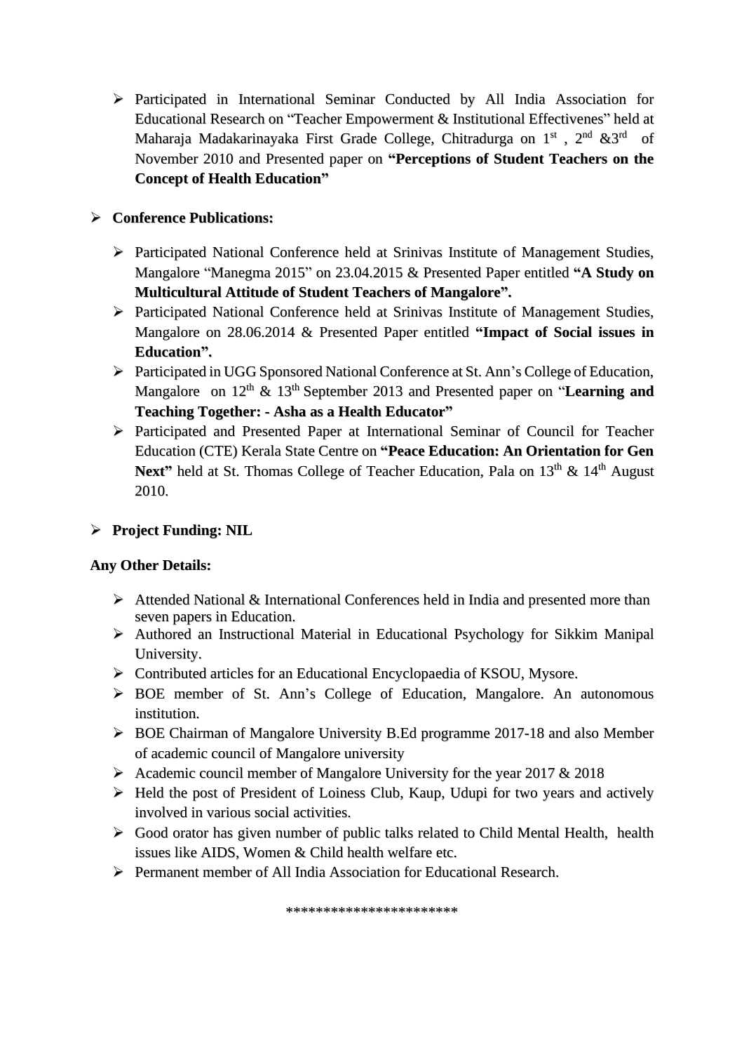- Participated in International Seminar Conducted by All India Association for Educational Research on "Teacher Empowerment & Institutional Effectivenes" held at Maharaja Madakarinayaka First Grade College, Chitradurga on 1st , 2nd &3rd of November 2010 and Presented paper on **"Perceptions of Student Teachers on the Concept of Health Education"**

- **Conference Publications:**

  - Participated National Conference held at Srinivas Institute of Management Studies, Mangalore "Manegma 2015" on 23.04.2015 & Presented Paper entitled **"A Study on Multicultural Attitude of Student Teachers of Mangalore".**
  - Participated National Conference held at Srinivas Institute of Management Studies, Mangalore on 28.06.2014 & Presented Paper entitled **"Impact of Social issues in Education".**
  - Participated in UGG Sponsored National Conference at St. Ann's College of Education, Mangalore on 12th & 13th September 2013 and Presented paper on "**Learning and Teaching Together: - Asha as a Health Educator"**
  - Participated and Presented Paper at International Seminar of Council for Teacher Education (CTE) Kerala State Centre on **"Peace Education: An Orientation for Gen Next"** held at St. Thomas College of Teacher Education, Pala on 13th & 14th August 2010.

- **Project Funding: NIL**

**Any Other Details:**

- Attended National & International Conferences held in India and presented more than seven papers in Education.
- Authored an Instructional Material in Educational Psychology for Sikkim Manipal University.
- Contributed articles for an Educational Encyclopaedia of KSOU, Mysore.
- BOE member of St. Ann's College of Education, Mangalore. An autonomous institution.
- BOE Chairman of Mangalore University B.Ed programme 2017-18 and also Member of academic council of Mangalore university
- Academic council member of Mangalore University for the year 2017 & 2018
- Held the post of President of Loiness Club, Kaup, Udupi for two years and actively involved in various social activities.
- Good orator has given number of public talks related to Child Mental Health, health issues like AIDS, Women & Child health welfare etc.
- Permanent member of All India Association for Educational Research.

**********************